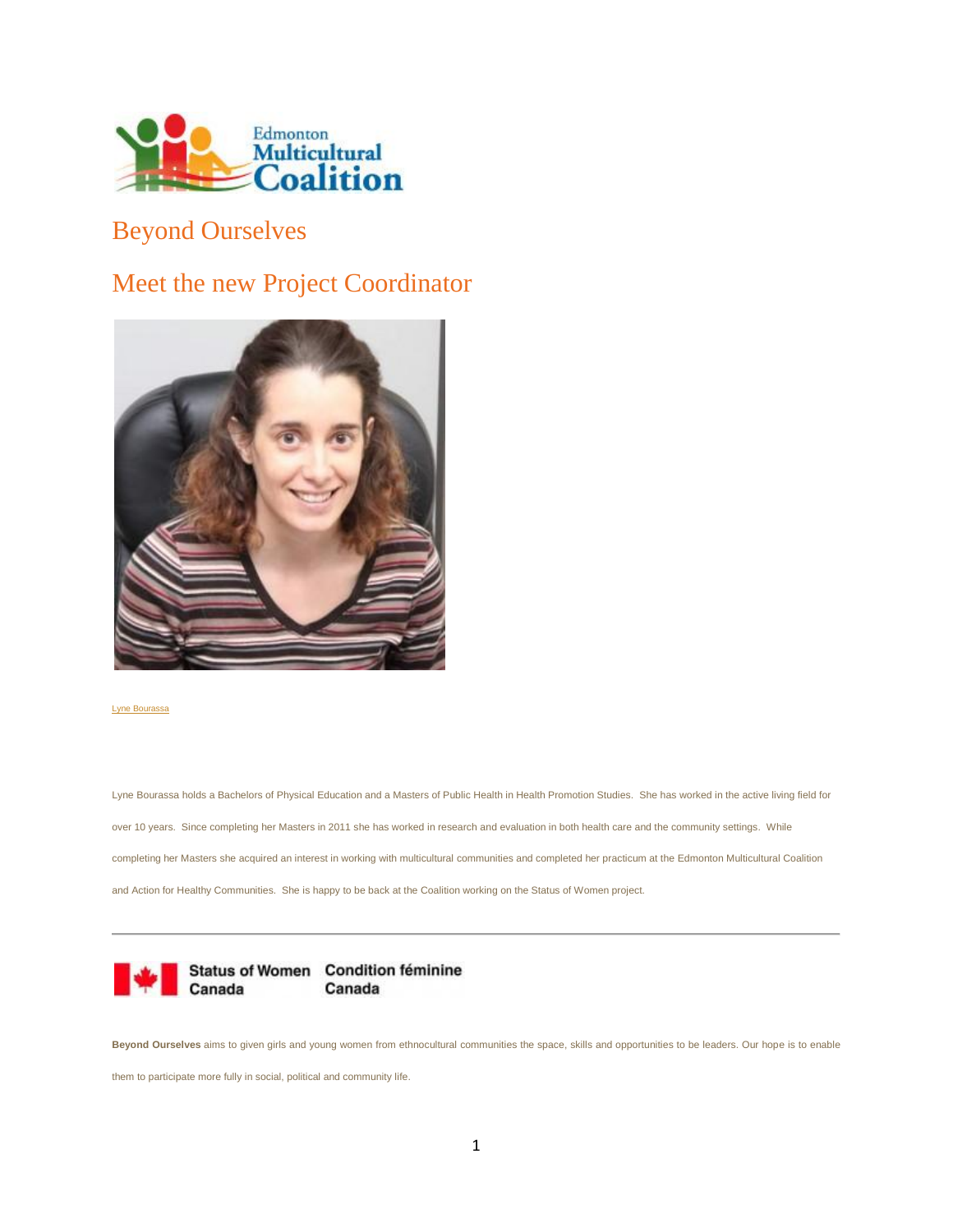# Beyond Ourselves

## Meet the new Project Coordinator

Lyne Bourassa

Lyne Bourassa holds a Bachelors of Physical Education and a Masters of Public Health in Health Promotion Studies. She has worked in the active living field for over 10 years. Since completing her Masters in 2011 she has worked in research and evaluation in both health care and the community settings. While completing her Masters she acquired an interest in working with multicultural communities and completed her practicum at the Edmonton Multicultural Coalition and Action for Healthy Communities. She is happy to be back at the Coalition working on the Status of Women project.

---

Status of Women Canada Condition féminine Canada

**Beyond Ourselves** aims to given girls and young women from ethnocultural communities the space, skills and opportunities to be leaders. Our hope is to enable them to participate more fully in social, political and community life.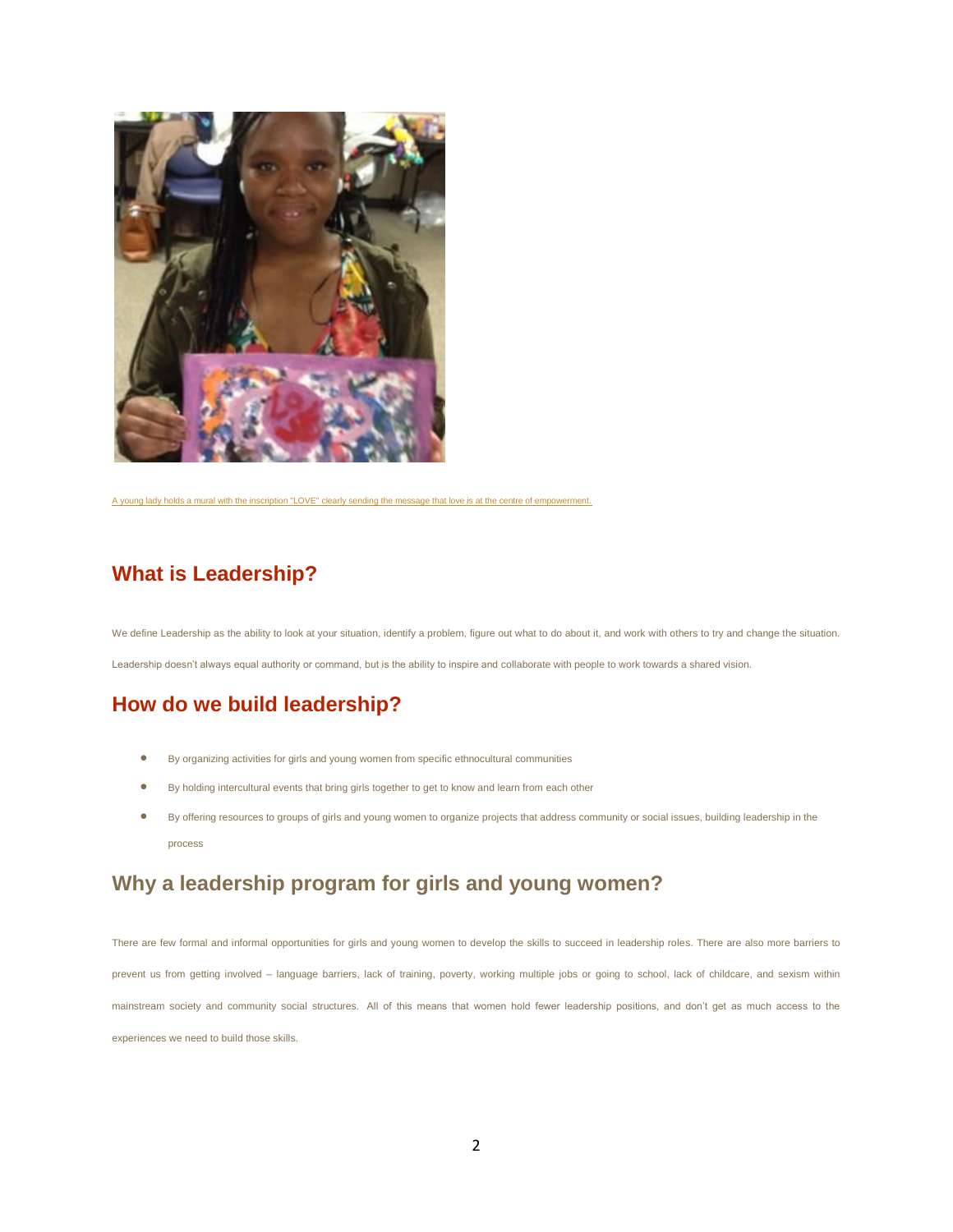A young lady holds a mural with the inscription "LOVE" clearly sending the message that love is at the centre of empowerment.

## What is Leadership?

We define Leadership as the ability to look at your situation, identify a problem, figure out what to do about it, and work with others to try and change the situation.

Leadership doesn't always equal authority or command, but is the ability to inspire and collaborate with people to work towards a shared vision.

## How do we build leadership?

- By organizing activities for girls and young women from specific ethnocultural communities
- By holding intercultural events that bring girls together to get to know and learn from each other
- By offering resources to groups of girls and young women to organize projects that address community or social issues, building leadership in the process

## Why a leadership program for girls and young women?

There are few formal and informal opportunities for girls and young women to develop the skills to succeed in leadership roles. There are also more barriers to prevent us from getting involved – language barriers, lack of training, poverty, working multiple jobs or going to school, lack of childcare, and sexism within mainstream society and community social structures. All of this means that women hold fewer leadership positions, and don't get as much access to the experiences we need to build those skills.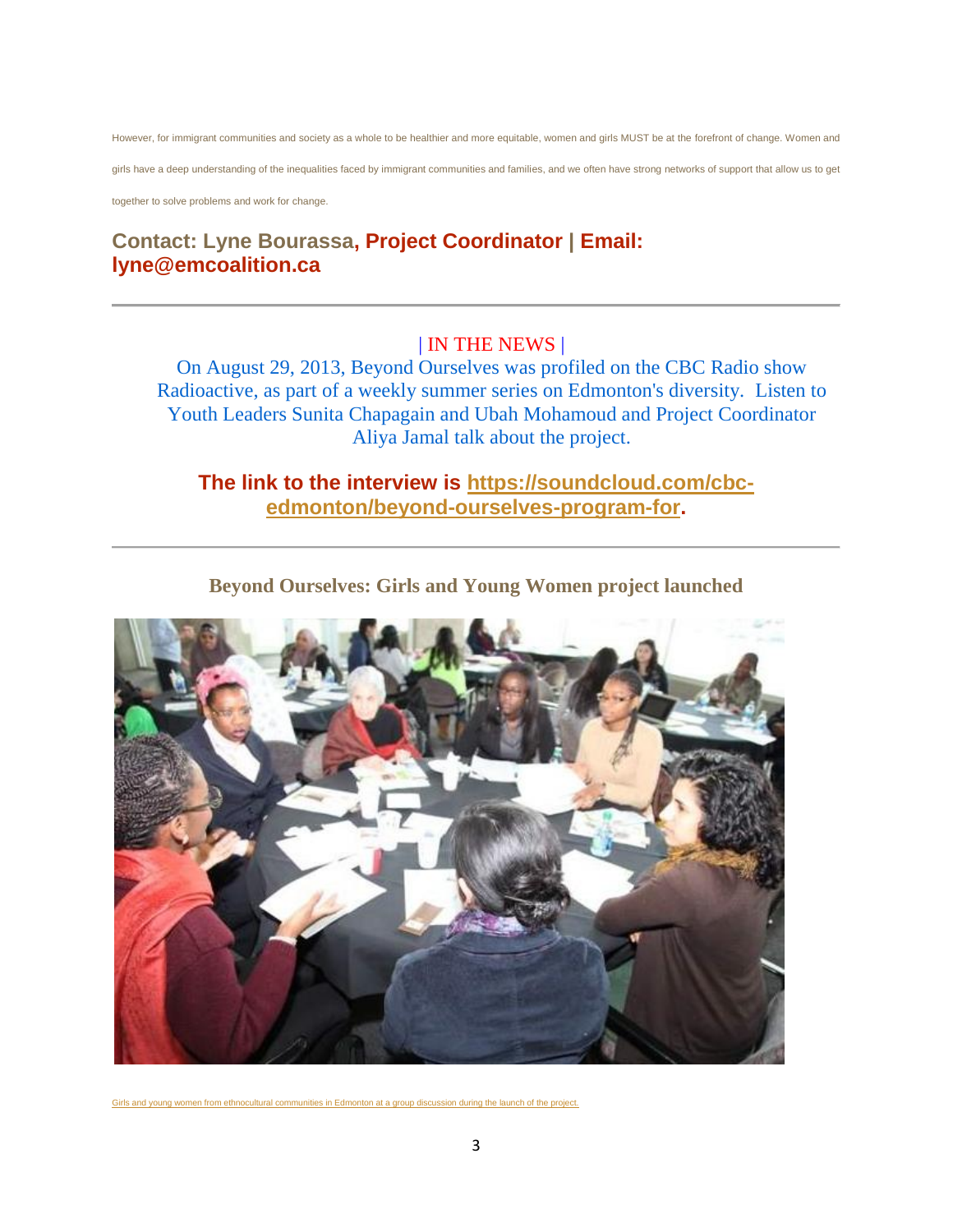However, for immigrant communities and society as a whole to be healthier and more equitable, women and girls MUST be at the forefront of change. Women and girls have a deep understanding of the inequalities faced by immigrant communities and families, and we often have strong networks of support that allow us to get together to solve problems and work for change.

## Contact: Lyne Bourassa, Project Coordinator | Email: lyne@emcoalition.ca

---

| IN THE NEWS |

On August 29, 2013, Beyond Ourselves was profiled on the CBC Radio show Radioactive, as part of a weekly summer series on Edmonton's diversity.  Listen to Youth Leaders Sunita Chapagain and Ubah Mohamoud and Project Coordinator Aliya Jamal talk about the project.

**The link to the interview is https://soundcloud.com/cbc-edmonton/beyond-ourselves-program-for.**

---

## Beyond Ourselves: Girls and Young Women project launched

Girls and young women from ethnocultural communities in Edmonton at a group discussion during the launch of the project.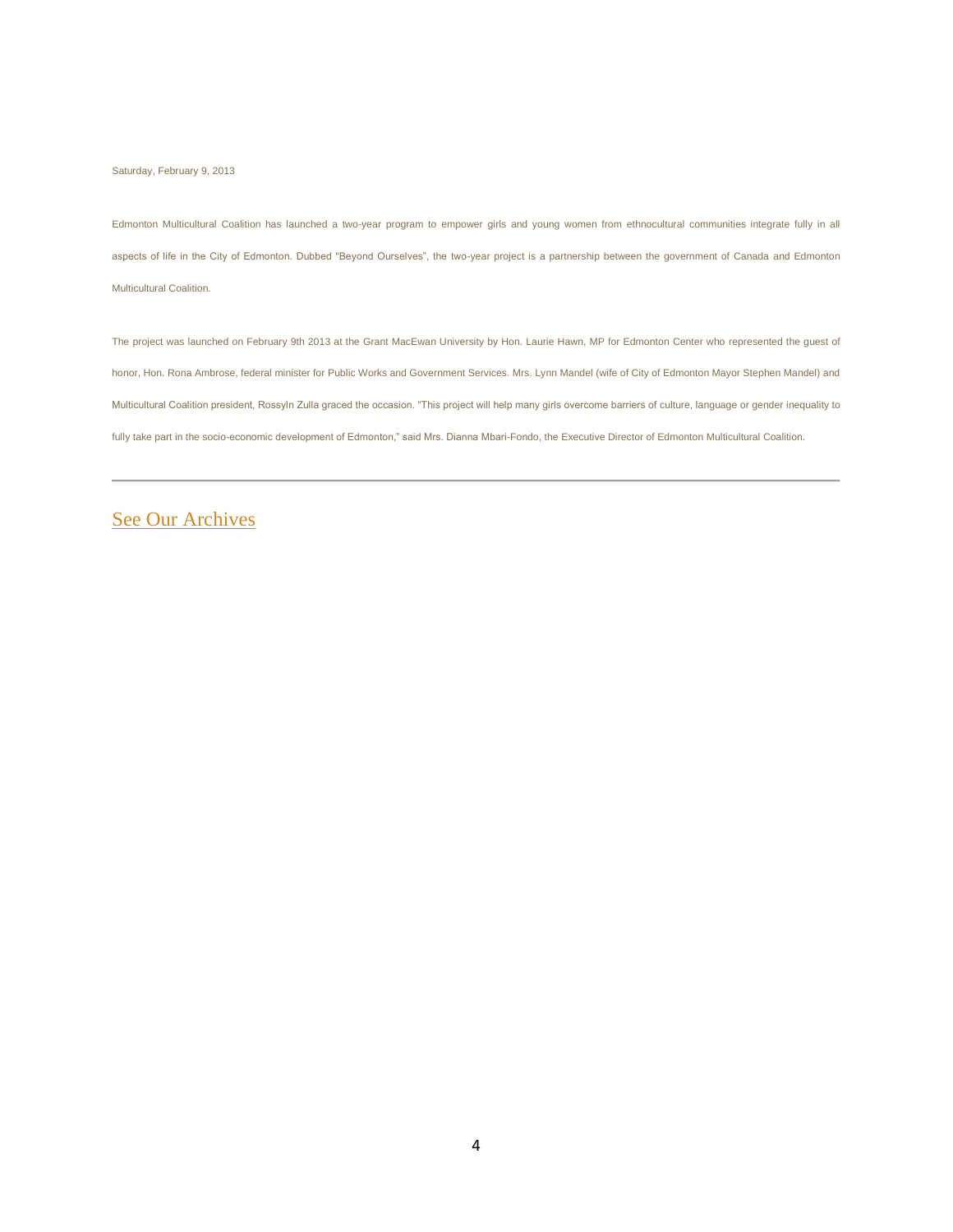Saturday, February 9, 2013

Edmonton Multicultural Coalition has launched a two-year program to empower girls and young women from ethnocultural communities integrate fully in all aspects of life in the City of Edmonton. Dubbed "Beyond Ourselves", the two-year project is a partnership between the government of Canada and Edmonton Multicultural Coalition.

The project was launched on February 9th 2013 at the Grant MacEwan University by Hon. Laurie Hawn, MP for Edmonton Center who represented the guest of honor, Hon. Rona Ambrose, federal minister for Public Works and Government Services. Mrs. Lynn Mandel (wife of City of Edmonton Mayor Stephen Mandel) and Multicultural Coalition president, Rossyln Zulla graced the occasion. "This project will help many girls overcome barriers of culture, language or gender inequality to fully take part in the socio-economic development of Edmonton," said Mrs. Dianna Mbari-Fondo, the Executive Director of Edmonton Multicultural Coalition.

---

See Our Archives